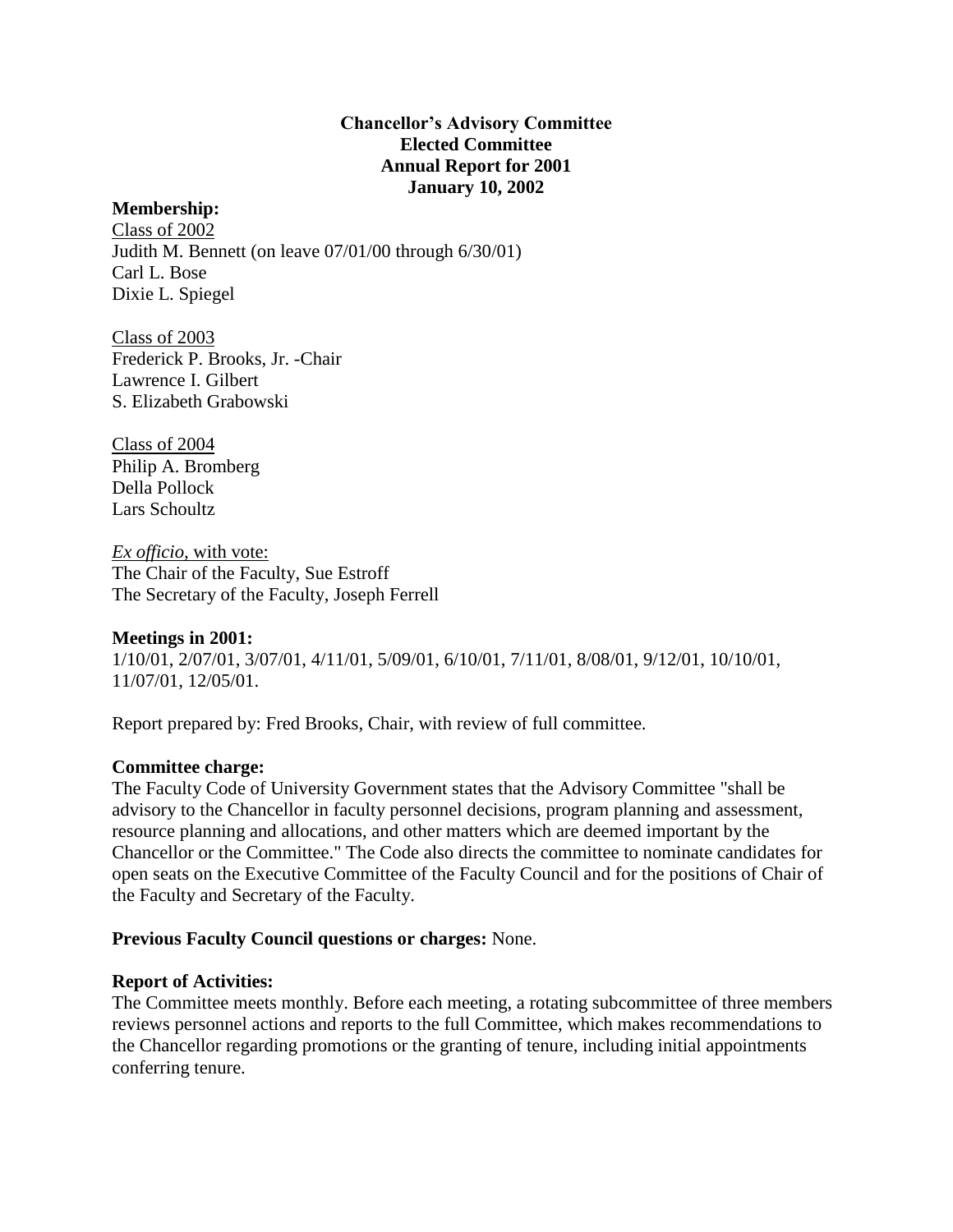**Chancellor's Advisory Committee**
**Elected Committee**
**Annual Report for 2001**
**January 10, 2002**

**Membership:**

<u>Class of 2002</u>
Judith M. Bennett (on leave 07/01/00 through 6/30/01)
Carl L. Bose
Dixie L. Spiegel

<u>Class of 2003</u>
Frederick P. Brooks, Jr. -Chair
Lawrence I. Gilbert
S. Elizabeth Grabowski

<u>Class of 2004</u>
Philip A. Bromberg
Della Pollock
Lars Schoultz

<u>*Ex officio*, with vote:</u>
The Chair of the Faculty, Sue Estroff
The Secretary of the Faculty, Joseph Ferrell

**Meetings in 2001:**

1/10/01, 2/07/01, 3/07/01, 4/11/01, 5/09/01, 6/10/01, 7/11/01, 8/08/01, 9/12/01, 10/10/01, 11/07/01, 12/05/01.

Report prepared by: Fred Brooks, Chair, with review of full committee.

**Committee charge:**

The Faculty Code of University Government states that the Advisory Committee "shall be advisory to the Chancellor in faculty personnel decisions, program planning and assessment, resource planning and allocations, and other matters which are deemed important by the Chancellor or the Committee." The Code also directs the committee to nominate candidates for open seats on the Executive Committee of the Faculty Council and for the positions of Chair of the Faculty and Secretary of the Faculty.

**Previous Faculty Council questions or charges:** None.

**Report of Activities:**

The Committee meets monthly. Before each meeting, a rotating subcommittee of three members reviews personnel actions and reports to the full Committee, which makes recommendations to the Chancellor regarding promotions or the granting of tenure, including initial appointments conferring tenure.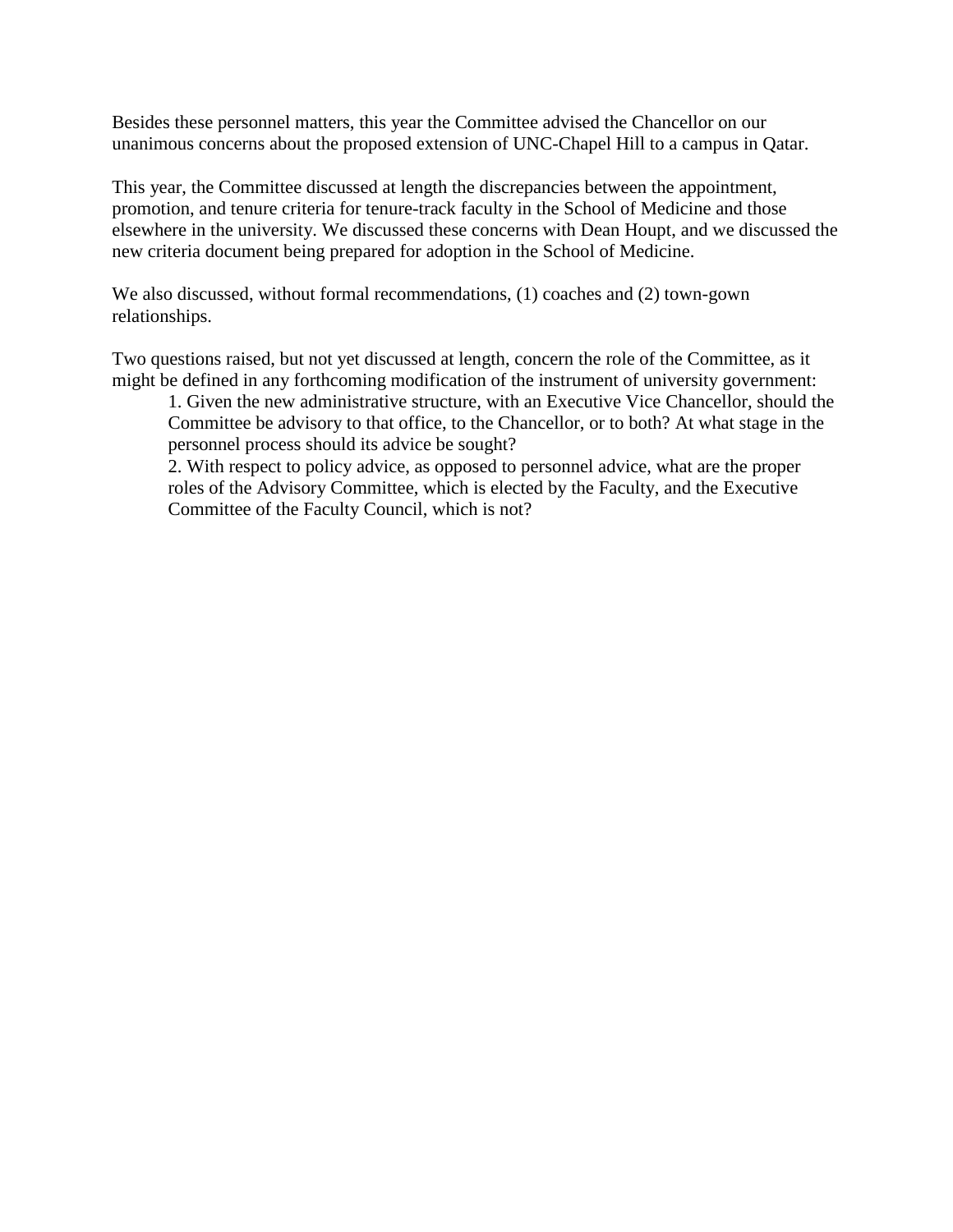Besides these personnel matters, this year the Committee advised the Chancellor on our unanimous concerns about the proposed extension of UNC-Chapel Hill to a campus in Qatar.

This year, the Committee discussed at length the discrepancies between the appointment, promotion, and tenure criteria for tenure-track faculty in the School of Medicine and those elsewhere in the university. We discussed these concerns with Dean Houpt, and we discussed the new criteria document being prepared for adoption in the School of Medicine.

We also discussed, without formal recommendations, (1) coaches and (2) town-gown relationships.

Two questions raised, but not yet discussed at length, concern the role of the Committee, as it might be defined in any forthcoming modification of the instrument of university government:

1. Given the new administrative structure, with an Executive Vice Chancellor, should the Committee be advisory to that office, to the Chancellor, or to both? At what stage in the personnel process should its advice be sought?
2. With respect to policy advice, as opposed to personnel advice, what are the proper roles of the Advisory Committee, which is elected by the Faculty, and the Executive Committee of the Faculty Council, which is not?